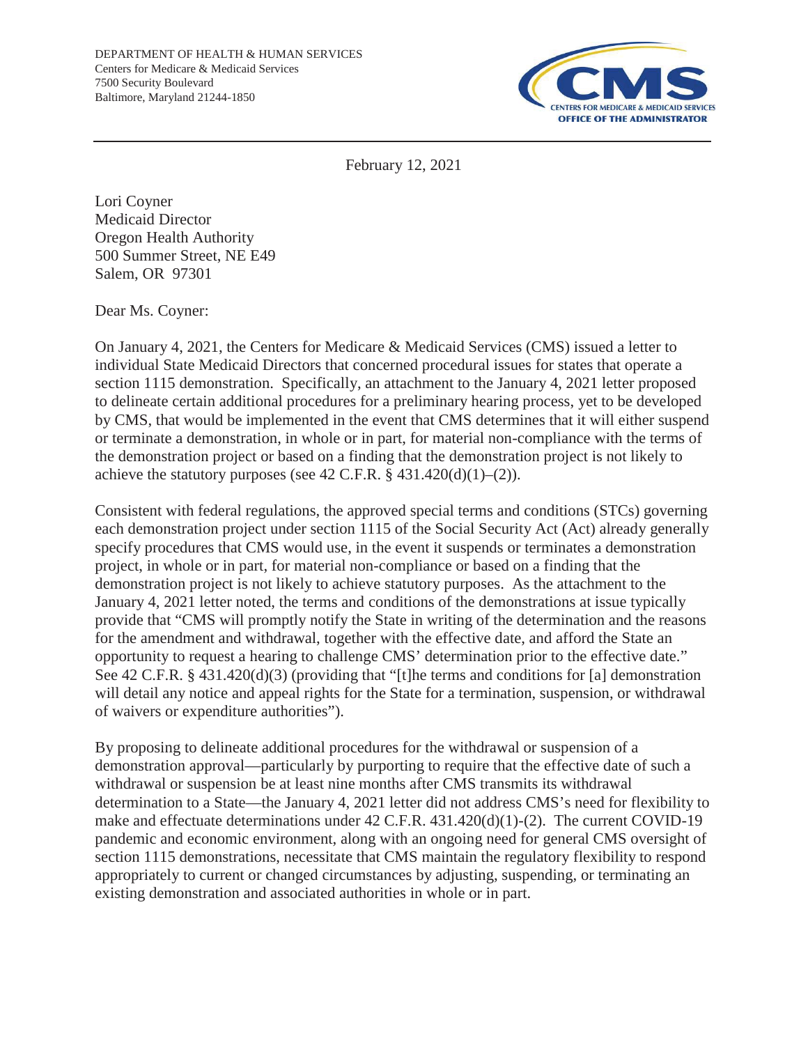DEPARTMENT OF HEALTH & HUMAN SERVICES
Centers for Medicare & Medicaid Services
7500 Security Boulevard
Baltimore, Maryland 21244-1850

CMS
CENTERS FOR MEDICARE & MEDICAID SERVICES
OFFICE OF THE ADMINISTRATOR

February 12, 2021

Lori Coyner
Medicaid Director
Oregon Health Authority
500 Summer Street, NE E49
Salem, OR 97301

Dear Ms. Coyner:

On January 4, 2021, the Centers for Medicare & Medicaid Services (CMS) issued a letter to individual State Medicaid Directors that concerned procedural issues for states that operate a section 1115 demonstration. Specifically, an attachment to the January 4, 2021 letter proposed to delineate certain additional procedures for a preliminary hearing process, yet to be developed by CMS, that would be implemented in the event that CMS determines that it will either suspend or terminate a demonstration, in whole or in part, for material non-compliance with the terms of the demonstration project or based on a finding that the demonstration project is not likely to achieve the statutory purposes (see 42 C.F.R. § 431.420(d)(1)–(2)).

Consistent with federal regulations, the approved special terms and conditions (STCs) governing each demonstration project under section 1115 of the Social Security Act (Act) already generally specify procedures that CMS would use, in the event it suspends or terminates a demonstration project, in whole or in part, for material non-compliance or based on a finding that the demonstration project is not likely to achieve statutory purposes. As the attachment to the January 4, 2021 letter noted, the terms and conditions of the demonstrations at issue typically provide that "CMS will promptly notify the State in writing of the determination and the reasons for the amendment and withdrawal, together with the effective date, and afford the State an opportunity to request a hearing to challenge CMS' determination prior to the effective date." See 42 C.F.R. § 431.420(d)(3) (providing that "[t]he terms and conditions for [a] demonstration will detail any notice and appeal rights for the State for a termination, suspension, or withdrawal of waivers or expenditure authorities").

By proposing to delineate additional procedures for the withdrawal or suspension of a demonstration approval—particularly by purporting to require that the effective date of such a withdrawal or suspension be at least nine months after CMS transmits its withdrawal determination to a State—the January 4, 2021 letter did not address CMS's need for flexibility to make and effectuate determinations under 42 C.F.R. 431.420(d)(1)-(2). The current COVID-19 pandemic and economic environment, along with an ongoing need for general CMS oversight of section 1115 demonstrations, necessitate that CMS maintain the regulatory flexibility to respond appropriately to current or changed circumstances by adjusting, suspending, or terminating an existing demonstration and associated authorities in whole or in part.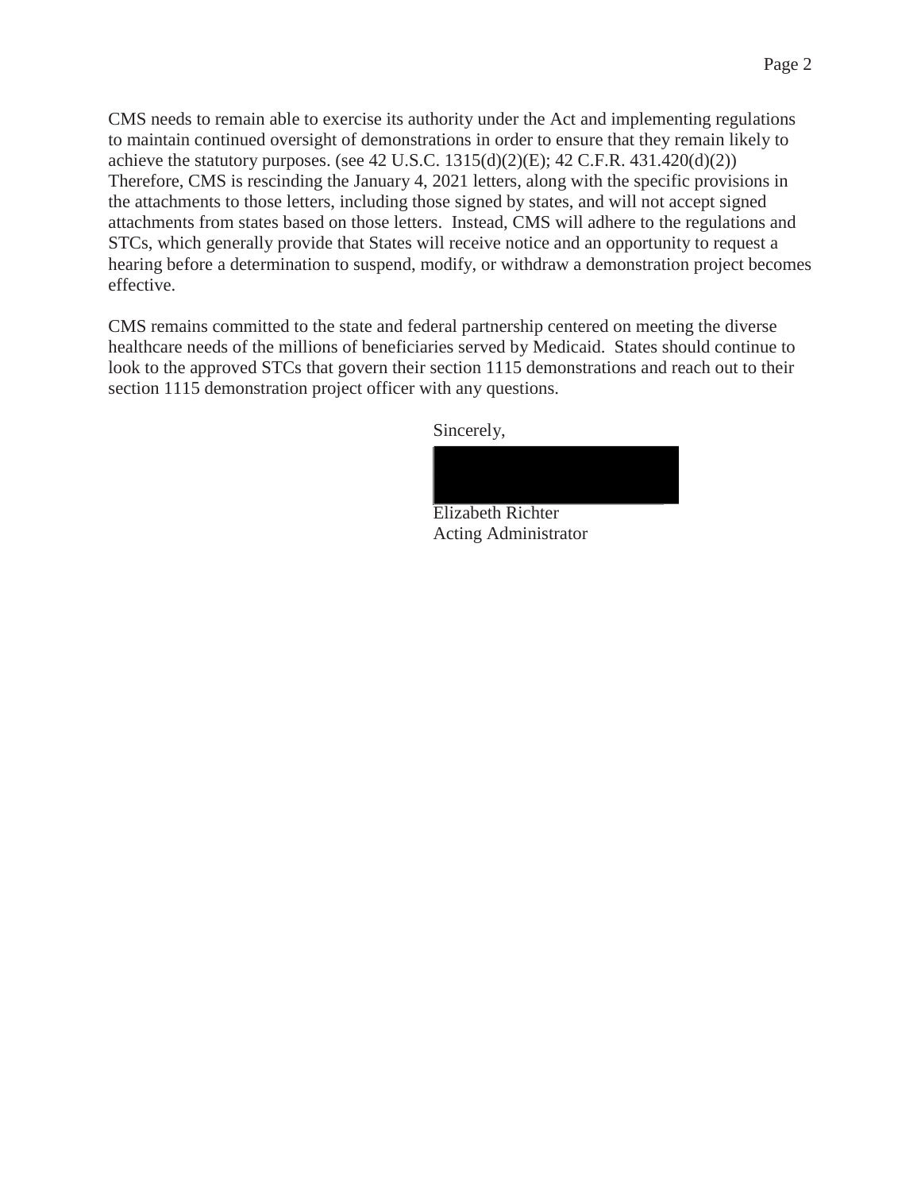CMS needs to remain able to exercise its authority under the Act and implementing regulations to maintain continued oversight of demonstrations in order to ensure that they remain likely to achieve the statutory purposes. (see 42 U.S.C. 1315(d)(2)(E); 42 C.F.R. 431.420(d)(2)) Therefore, CMS is rescinding the January 4, 2021 letters, along with the specific provisions in the attachments to those letters, including those signed by states, and will not accept signed attachments from states based on those letters. Instead, CMS will adhere to the regulations and STCs, which generally provide that States will receive notice and an opportunity to request a hearing before a determination to suspend, modify, or withdraw a demonstration project becomes effective.

CMS remains committed to the state and federal partnership centered on meeting the diverse healthcare needs of the millions of beneficiaries served by Medicaid. States should continue to look to the approved STCs that govern their section 1115 demonstrations and reach out to their section 1115 demonstration project officer with any questions.

Sincerely,

Elizabeth Richter
Acting Administrator